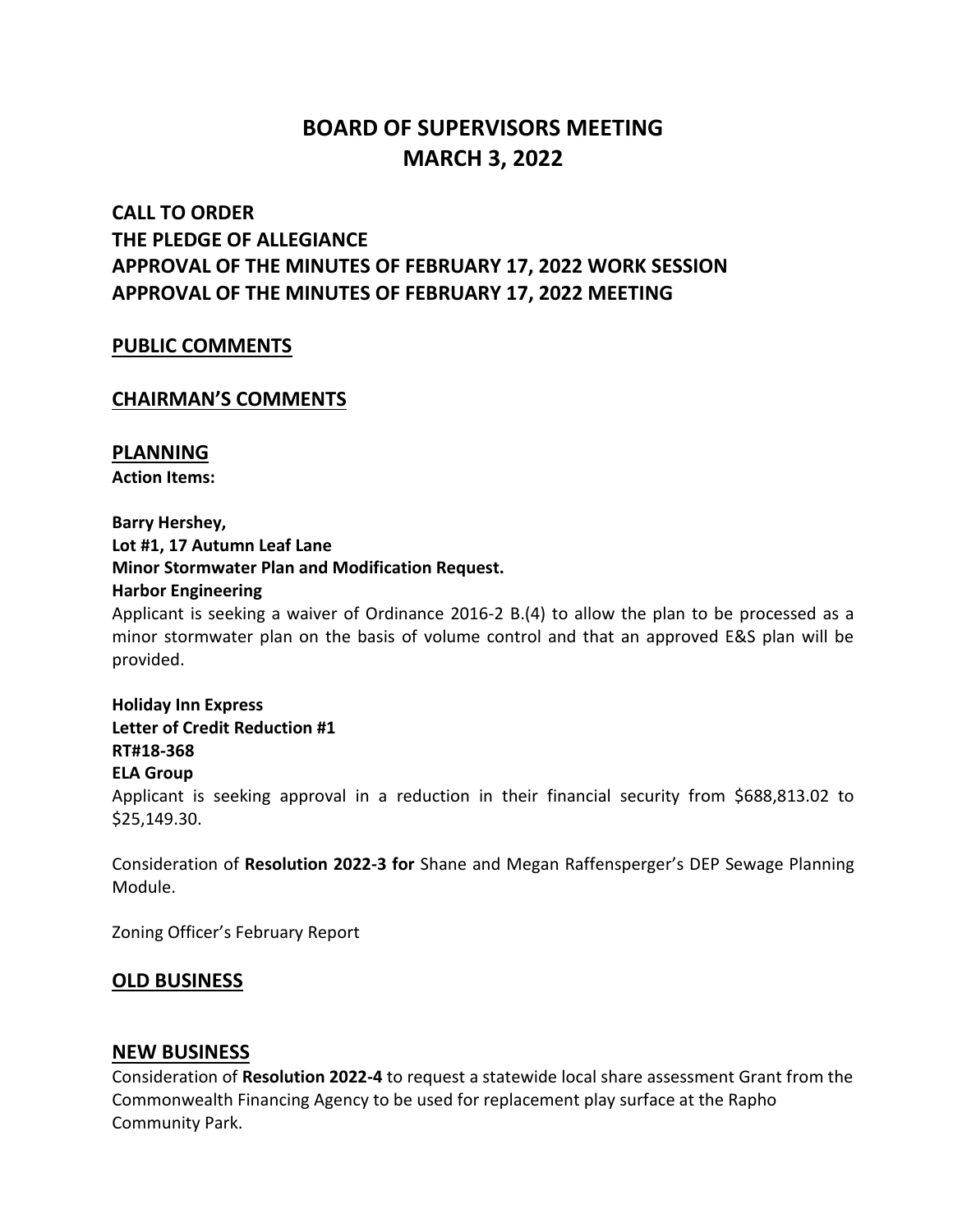# BOARD OF SUPERVISORS MEETING
# MARCH 3, 2022

## CALL TO ORDER
## THE PLEDGE OF ALLEGIANCE
## APPROVAL OF THE MINUTES OF FEBRUARY 17, 2022 WORK SESSION
## APPROVAL OF THE MINUTES OF FEBRUARY 17, 2022 MEETING

## PUBLIC COMMENTS

## CHAIRMAN'S COMMENTS

## PLANNING

**Action Items:**

**Barry Hershey,**
**Lot #1, 17 Autumn Leaf Lane**
**Minor Stormwater Plan and Modification Request.**
**Harbor Engineering**

Applicant is seeking a waiver of Ordinance 2016-2 B.(4) to allow the plan to be processed as a minor stormwater plan on the basis of volume control and that an approved E&S plan will be provided.

**Holiday Inn Express**
**Letter of Credit Reduction #1**
**RT#18-368**
**ELA Group**

Applicant is seeking approval in a reduction in their financial security from $688,813.02 to $25,149.30.

Consideration of **Resolution 2022-3 for** Shane and Megan Raffensperger's DEP Sewage Planning Module.

Zoning Officer's February Report

## OLD BUSINESS

## NEW BUSINESS

Consideration of **Resolution 2022-4** to request a statewide local share assessment Grant from the Commonwealth Financing Agency to be used for replacement play surface at the Rapho Community Park.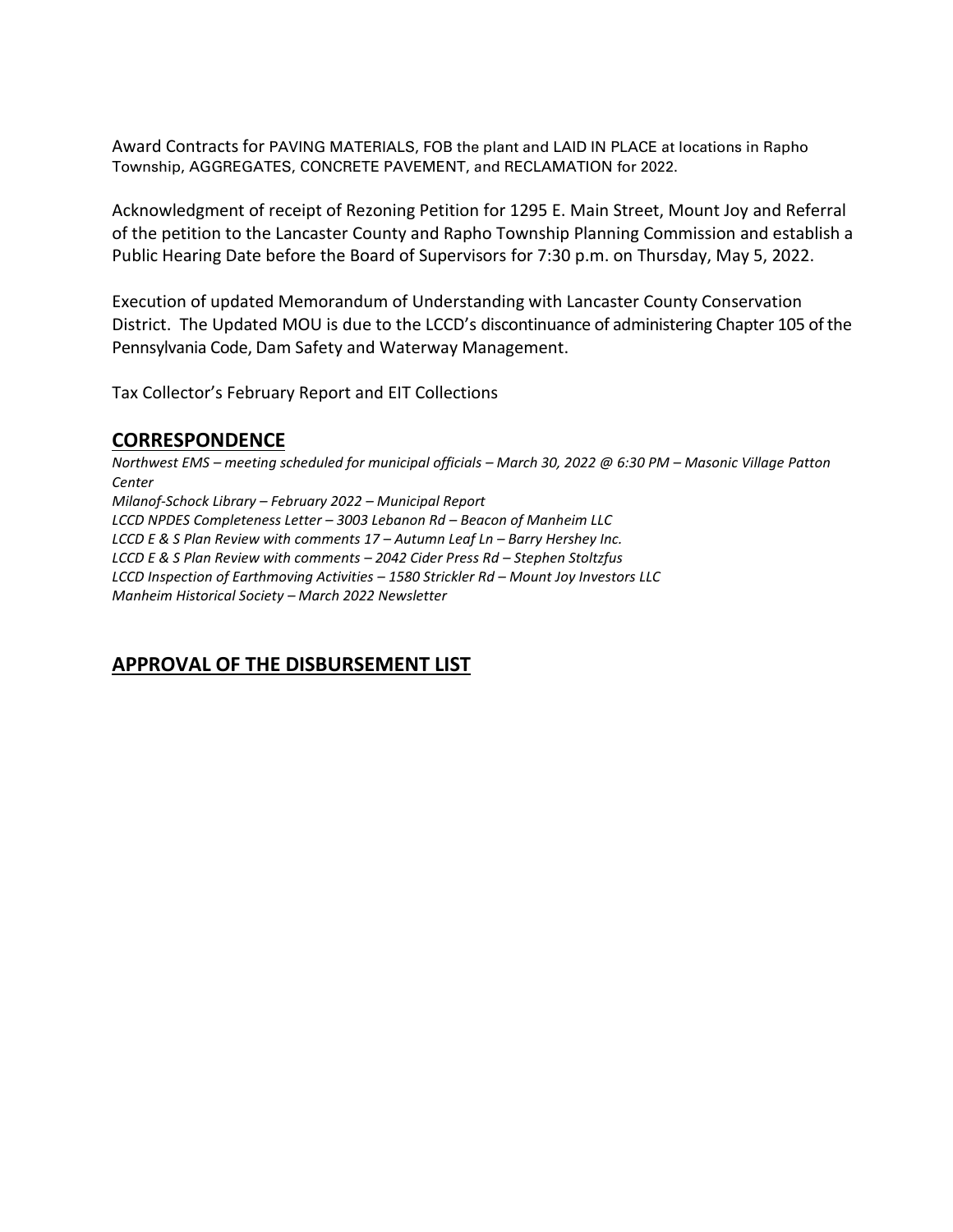Award Contracts for PAVING MATERIALS, FOB the plant and LAID IN PLACE at locations in Rapho Township, AGGREGATES, CONCRETE PAVEMENT, and RECLAMATION for 2022.

Acknowledgment of receipt of Rezoning Petition for 1295 E. Main Street, Mount Joy and Referral of the petition to the Lancaster County and Rapho Township Planning Commission and establish a Public Hearing Date before the Board of Supervisors for 7:30 p.m. on Thursday, May 5, 2022.

Execution of updated Memorandum of Understanding with Lancaster County Conservation District. The Updated MOU is due to the LCCD's discontinuance of administering Chapter 105 of the Pennsylvania Code, Dam Safety and Waterway Management.

Tax Collector's February Report and EIT Collections

## CORRESPONDENCE

*Northwest EMS – meeting scheduled for municipal officials – March 30, 2022 @ 6:30 PM – Masonic Village Patton Center*
*Milanof-Schock Library – February 2022 – Municipal Report*
*LCCD NPDES Completeness Letter – 3003 Lebanon Rd – Beacon of Manheim LLC*
*LCCD E & S Plan Review with comments 17 – Autumn Leaf Ln – Barry Hershey Inc.*
*LCCD E & S Plan Review with comments – 2042 Cider Press Rd – Stephen Stoltzfus*
*LCCD Inspection of Earthmoving Activities – 1580 Strickler Rd – Mount Joy Investors LLC*
*Manheim Historical Society – March 2022 Newsletter*

## APPROVAL OF THE DISBURSEMENT LIST